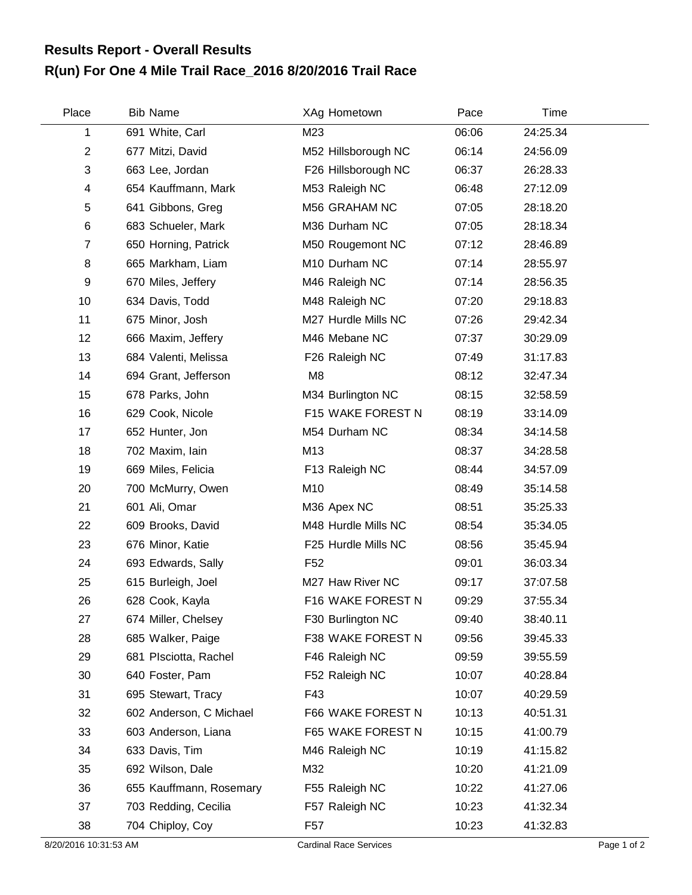## Results Report - Overall Results

## R(un) For One 4 Mile Trail Race_2016 8/20/2016 Trail Race

| Place | Bib | Name | XAg | Hometown | Pace | Time |
|---|---|---|---|---|---|---|
| 1 | 691 | White, Carl | M23 | | 06:06 | 24:25.34 |
| 2 | 677 | Mitzi, David | M52 | Hillsborough NC | 06:14 | 24:56.09 |
| 3 | 663 | Lee, Jordan | F26 | Hillsborough NC | 06:37 | 26:28.33 |
| 4 | 654 | Kauffmann, Mark | M53 | Raleigh NC | 06:48 | 27:12.09 |
| 5 | 641 | Gibbons, Greg | M56 | GRAHAM NC | 07:05 | 28:18.20 |
| 6 | 683 | Schueler, Mark | M36 | Durham NC | 07:05 | 28:18.34 |
| 7 | 650 | Horning, Patrick | M50 | Rougemont NC | 07:12 | 28:46.89 |
| 8 | 665 | Markham, Liam | M10 | Durham NC | 07:14 | 28:55.97 |
| 9 | 670 | Miles, Jeffery | M46 | Raleigh NC | 07:14 | 28:56.35 |
| 10 | 634 | Davis, Todd | M48 | Raleigh NC | 07:20 | 29:18.83 |
| 11 | 675 | Minor, Josh | M27 | Hurdle Mills NC | 07:26 | 29:42.34 |
| 12 | 666 | Maxim, Jeffery | M46 | Mebane NC | 07:37 | 30:29.09 |
| 13 | 684 | Valenti, Melissa | F26 | Raleigh NC | 07:49 | 31:17.83 |
| 14 | 694 | Grant, Jefferson | M8 | | 08:12 | 32:47.34 |
| 15 | 678 | Parks, John | M34 | Burlington NC | 08:15 | 32:58.59 |
| 16 | 629 | Cook, Nicole | F15 | WAKE FOREST N | 08:19 | 33:14.09 |
| 17 | 652 | Hunter, Jon | M54 | Durham NC | 08:34 | 34:14.58 |
| 18 | 702 | Maxim, Iain | M13 | | 08:37 | 34:28.58 |
| 19 | 669 | Miles, Felicia | F13 | Raleigh NC | 08:44 | 34:57.09 |
| 20 | 700 | McMurry, Owen | M10 | | 08:49 | 35:14.58 |
| 21 | 601 | Ali, Omar | M36 | Apex NC | 08:51 | 35:25.33 |
| 22 | 609 | Brooks, David | M48 | Hurdle Mills NC | 08:54 | 35:34.05 |
| 23 | 676 | Minor, Katie | F25 | Hurdle Mills NC | 08:56 | 35:45.94 |
| 24 | 693 | Edwards, Sally | F52 | | 09:01 | 36:03.34 |
| 25 | 615 | Burleigh, Joel | M27 | Haw River NC | 09:17 | 37:07.58 |
| 26 | 628 | Cook, Kayla | F16 | WAKE FOREST N | 09:29 | 37:55.34 |
| 27 | 674 | Miller, Chelsey | F30 | Burlington NC | 09:40 | 38:40.11 |
| 28 | 685 | Walker, Paige | F38 | WAKE FOREST N | 09:56 | 39:45.33 |
| 29 | 681 | PIsciotta, Rachel | F46 | Raleigh NC | 09:59 | 39:55.59 |
| 30 | 640 | Foster, Pam | F52 | Raleigh NC | 10:07 | 40:28.84 |
| 31 | 695 | Stewart, Tracy | F43 | | 10:07 | 40:29.59 |
| 32 | 602 | Anderson, C Michael | F66 | WAKE FOREST N | 10:13 | 40:51.31 |
| 33 | 603 | Anderson, Liana | F65 | WAKE FOREST N | 10:15 | 41:00.79 |
| 34 | 633 | Davis, Tim | M46 | Raleigh NC | 10:19 | 41:15.82 |
| 35 | 692 | Wilson, Dale | M32 | | 10:20 | 41:21.09 |
| 36 | 655 | Kauffmann, Rosemary | F55 | Raleigh NC | 10:22 | 41:27.06 |
| 37 | 703 | Redding, Cecilia | F57 | Raleigh NC | 10:23 | 41:32.34 |
| 38 | 704 | Chiploy, Coy | F57 | | 10:23 | 41:32.83 |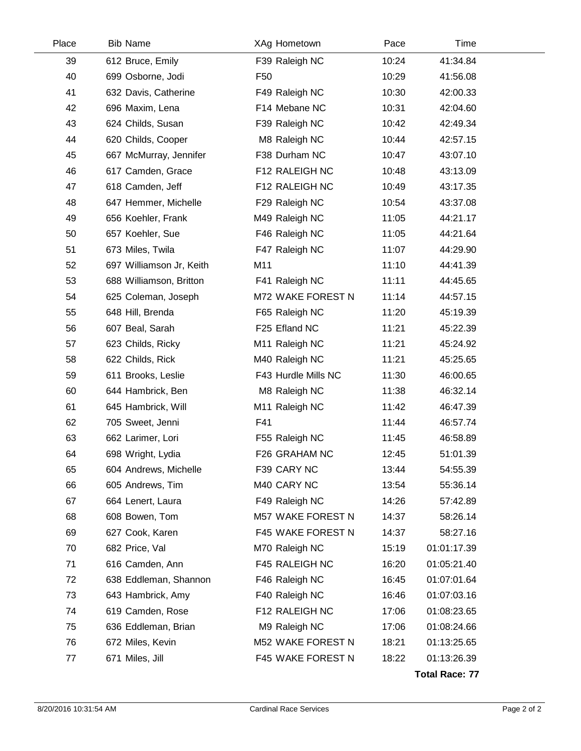| Place | Bib | Name | XAg | Hometown | Pace | Time |
|---|---|---|---|---|---|---|
| 39 | 612 | Bruce, Emily | F39 | Raleigh NC | 10:24 | 41:34.84 |
| 40 | 699 | Osborne, Jodi | F50 | | 10:29 | 41:56.08 |
| 41 | 632 | Davis, Catherine | F49 | Raleigh NC | 10:30 | 42:00.33 |
| 42 | 696 | Maxim, Lena | F14 | Mebane NC | 10:31 | 42:04.60 |
| 43 | 624 | Childs, Susan | F39 | Raleigh NC | 10:42 | 42:49.34 |
| 44 | 620 | Childs, Cooper | M8 | Raleigh NC | 10:44 | 42:57.15 |
| 45 | 667 | McMurray, Jennifer | F38 | Durham NC | 10:47 | 43:07.10 |
| 46 | 617 | Camden, Grace | F12 | RALEIGH NC | 10:48 | 43:13.09 |
| 47 | 618 | Camden, Jeff | F12 | RALEIGH NC | 10:49 | 43:17.35 |
| 48 | 647 | Hemmer, Michelle | F29 | Raleigh NC | 10:54 | 43:37.08 |
| 49 | 656 | Koehler, Frank | M49 | Raleigh NC | 11:05 | 44:21.17 |
| 50 | 657 | Koehler, Sue | F46 | Raleigh NC | 11:05 | 44:21.64 |
| 51 | 673 | Miles, Twila | F47 | Raleigh NC | 11:07 | 44:29.90 |
| 52 | 697 | Williamson Jr, Keith | M11 | | 11:10 | 44:41.39 |
| 53 | 688 | Williamson, Britton | F41 | Raleigh NC | 11:11 | 44:45.65 |
| 54 | 625 | Coleman, Joseph | M72 | WAKE FOREST N | 11:14 | 44:57.15 |
| 55 | 648 | Hill, Brenda | F65 | Raleigh NC | 11:20 | 45:19.39 |
| 56 | 607 | Beal, Sarah | F25 | Efland NC | 11:21 | 45:22.39 |
| 57 | 623 | Childs, Ricky | M11 | Raleigh NC | 11:21 | 45:24.92 |
| 58 | 622 | Childs, Rick | M40 | Raleigh NC | 11:21 | 45:25.65 |
| 59 | 611 | Brooks, Leslie | F43 | Hurdle Mills NC | 11:30 | 46:00.65 |
| 60 | 644 | Hambrick, Ben | M8 | Raleigh NC | 11:38 | 46:32.14 |
| 61 | 645 | Hambrick, Will | M11 | Raleigh NC | 11:42 | 46:47.39 |
| 62 | 705 | Sweet, Jenni | F41 | | 11:44 | 46:57.74 |
| 63 | 662 | Larimer, Lori | F55 | Raleigh NC | 11:45 | 46:58.89 |
| 64 | 698 | Wright, Lydia | F26 | GRAHAM NC | 12:45 | 51:01.39 |
| 65 | 604 | Andrews, Michelle | F39 | CARY NC | 13:44 | 54:55.39 |
| 66 | 605 | Andrews, Tim | M40 | CARY NC | 13:54 | 55:36.14 |
| 67 | 664 | Lenert, Laura | F49 | Raleigh NC | 14:26 | 57:42.89 |
| 68 | 608 | Bowen, Tom | M57 | WAKE FOREST N | 14:37 | 58:26.14 |
| 69 | 627 | Cook, Karen | F45 | WAKE FOREST N | 14:37 | 58:27.16 |
| 70 | 682 | Price, Val | M70 | Raleigh NC | 15:19 | 01:01:17.39 |
| 71 | 616 | Camden, Ann | F45 | RALEIGH NC | 16:20 | 01:05:21.40 |
| 72 | 638 | Eddleman, Shannon | F46 | Raleigh NC | 16:45 | 01:07:01.64 |
| 73 | 643 | Hambrick, Amy | F40 | Raleigh NC | 16:46 | 01:07:03.16 |
| 74 | 619 | Camden, Rose | F12 | RALEIGH NC | 17:06 | 01:08:23.65 |
| 75 | 636 | Eddleman, Brian | M9 | Raleigh NC | 17:06 | 01:08:24.66 |
| 76 | 672 | Miles, Kevin | M52 | WAKE FOREST N | 18:21 | 01:13:25.65 |
| 77 | 671 | Miles, Jill | F45 | WAKE FOREST N | 18:22 | 01:13:26.39 |

**Total Race: 77**

8/20/2016 10:31:54 AM Cardinal Race Services